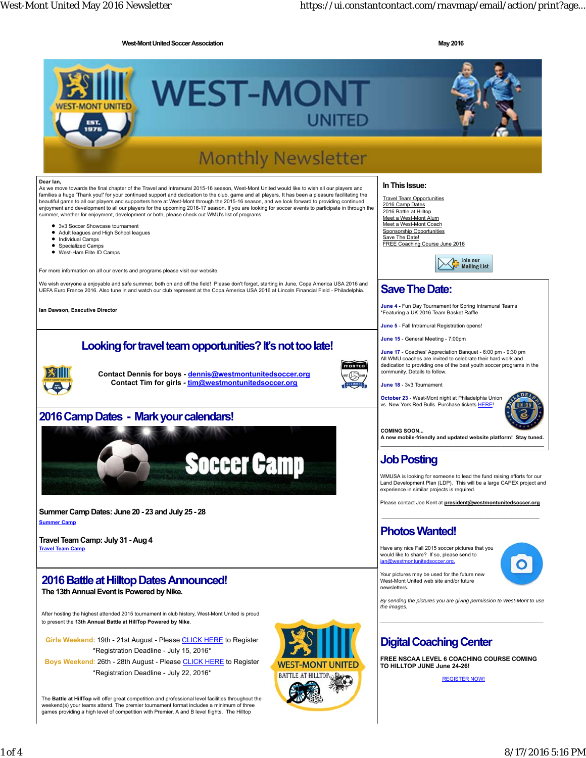West-Mont United Soccer Association

May 2016

# WEST-MONT UNITED

## Monthly Newsletter

Dear Ian,

As we move towards the final chapter of the Travel and Intramural 2015-16 season, West-Mont United would like to wish all our players and families a huge 'Thank you!' for your continued support and dedication to the club, game and all players. It has been a pleasure facilitating the beautiful game to all our players and supporters here at West-Mont through the 2015-16 season, and we look forward to providing continued enjoyment and development to all our players for the upcoming 2016-17 season. If you are looking for soccer events to participate in through the summer, whether for enjoyment, development or both, please check out WMU's list of programs:

- 3v3 Soccer Showcase tournament
- Adult leagues and High School leagues
- Individual Camps
- Specialized Camps
- West-Ham Elite ID Camps

For more information on all our events and programs please visit our website.

We wish everyone a enjoyable and safe summer, both on and off the field! Please don't forget, starting in June, Copa America USA 2016 and UEFA Euro France 2016. Also tune in and watch our club represent at the Copa America USA 2016 at Lincoln Financial Field - Philadelphia.

**Ian Dawson, Executive Director**

## Looking for travel team opportunities? It's not too late!

**Contact Dennis for boys - dennis@westmontunitedsoccer.org**
**Contact Tim for girls - tim@westmontunitedsoccer.org**

## 2016 Camp Dates - Mark your calendars!

Soccer Camp

**Summer Camp Dates: June 20 - 23 and July 25 - 28**

Summer Camp

**Travel Team Camp: July 31 - Aug 4**

Travel Team Camp

## 2016 Battle at Hilltop Dates Announced!

**The 13th Annual Event is Powered by Nike.**

After hosting the highest attended 2015 tournament in club history, West-Mont United is proud to present the **13th Annual Battle at HillTop Powered by Nike**.

Girls Weekend: 19th - 21st August - Please CLICK HERE to Register
*Registration Deadline - July 15, 2016*

Boys Weekend: 26th - 28th August - Please CLICK HERE to Register
*Registration Deadline - July 22, 2016*

The **Battle at HillTop** will offer great competition and professional level facilities throughout the weekend(s) your teams attend. The premier tournament format includes a minimum of three games providing a high level of competition with Premier, A and B level flights. The Hilltop

### In This Issue:

- Travel Team Opportunities
- 2016 Camp Dates
- 2016 Battle at Hilltop
- Meet a West-Mont Alum
- Meet a West-Mont Coach
- Sponsorship Opportunities
- Save The Date!
- FREE Coaching Course June 2016

Join our Mailing List

## Save The Date:

**June 4** - Fun Day Tournament for Spring Intramural Teams
*Featuring a UK 2016 Team Basket Raffle

**June 5** - Fall Intramural Registration opens!

**June 15** - General Meeting - 7:00pm

**June 17** - Coaches' Appreciation Banquet - 6:00 pm - 9:30 pm
All WMU coaches are invited to celebrate their hard work and dedication to providing one of the best youth soccer programs in the community. Details to follow.

**June 18** - 3v3 Tournament

**October 23** - West-Mont night at Philadelphia Union vs. New York Red Bulls. Purchase tickets HERE!

**COMING SOON...**
**A new mobile-friendly and updated website platform! Stay tuned.**

## Job Posting

WMUSA is looking for someone to lead the fund raising efforts for our Land Development Plan (LDP). This will be a large CAPEX project and experience in similar projects is required.

Please contact Joe Kent at **president@westmontunitedsoccer.org**

## Photos Wanted!

Have any nice Fall 2015 soccer pictures that you would like to share? If so, please send to ian@westmontunitedsoccer.org.

Your pictures may be used for the future new West-Mont United web site and/or future newsletters.

*By sending the pictures you are giving permission to West-Mont to use the images.*

## Digital Coaching Center

**FREE NSCAA LEVEL 6 COACHING COURSE COMING TO HILLTOP JUNE June 24-26!**

REGISTER NOW!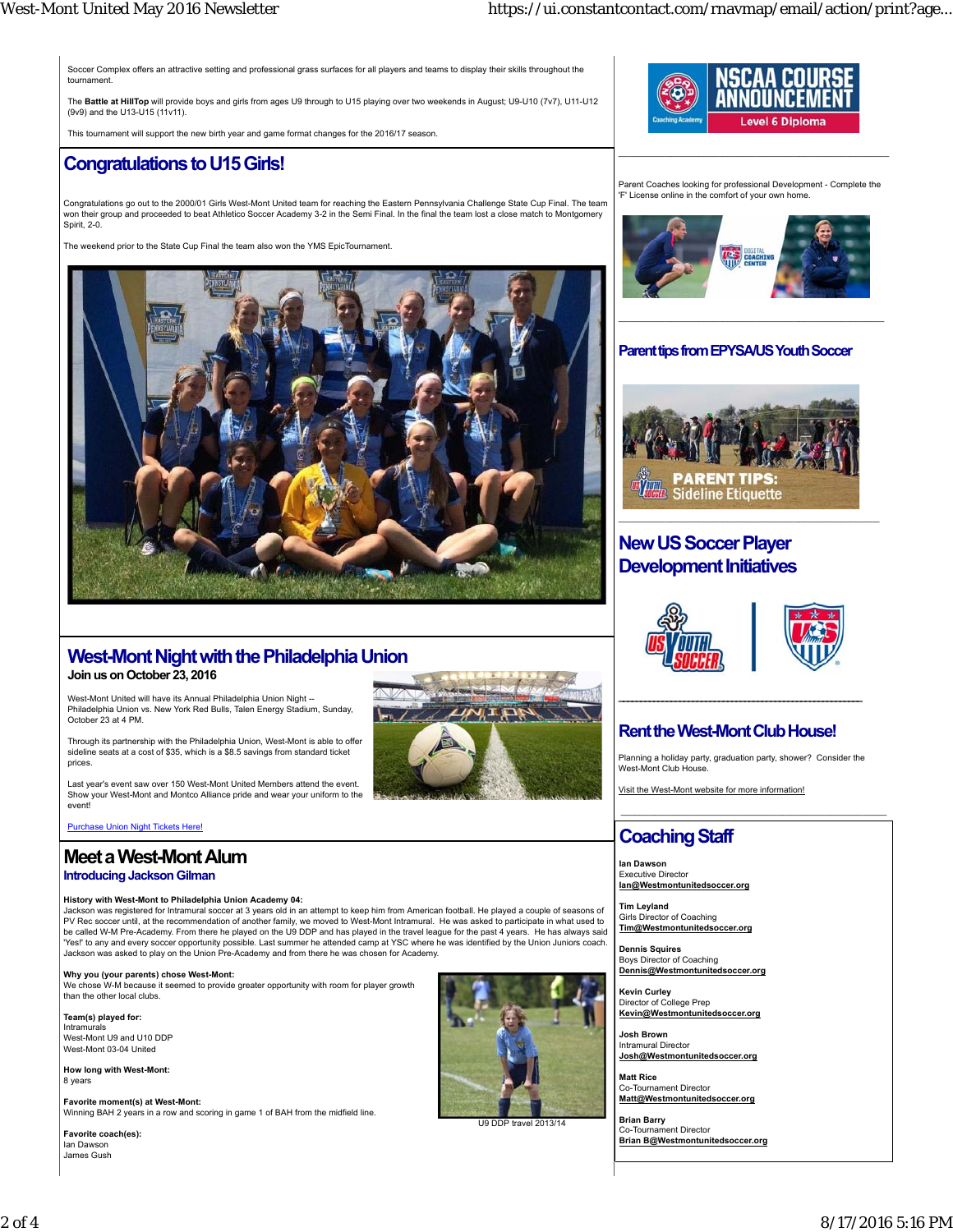Soccer Complex offers an attractive setting and professional grass surfaces for all players and teams to display their skills throughout the tournament.

The **Battle at HillTop** will provide boys and girls from ages U9 through to U15 playing over two weekends in August; U9-U10 (7v7), U11-U12 (9v9) and the U13-U15 (11v11).

This tournament will support the new birth year and game format changes for the 2016/17 season.

## Congratulations to U15 Girls!

Congratulations go out to the 2000/01 Girls West-Mont United team for reaching the Eastern Pennsylvania Challenge State Cup Final. The team won their group and proceeded to beat Athletico Soccer Academy 3-2 in the Semi Final. In the final the team lost a close match to Montgomery Spirit, 2-0.

The weekend prior to the State Cup Final the team also won the YMS EpicTournament.

## West-Mont Night with the Philadelphia Union

**Join us on October 23, 2016**

West-Mont United will have its Annual Philadelphia Union Night -- Philadelphia Union vs. New York Red Bulls, Talen Energy Stadium, Sunday, October 23 at 4 PM.

Through its partnership with the Philadelphia Union, West-Mont is able to offer sideline seats at a cost of $35, which is a $8.5 savings from standard ticket prices.

Last year's event saw over 150 West-Mont United Members attend the event. Show your West-Mont and Montco Alliance pride and wear your uniform to the event!

Purchase Union Night Tickets Here!

## Meet a West-Mont Alum

### Introducing Jackson Gilman

**History with West-Mont to Philadelphia Union Academy 04:**
Jackson was registered for Intramural soccer at 3 years old in an attempt to keep him from American football. He played a couple of seasons of PV Rec soccer until, at the recommendation of another family, we moved to West-Mont Intramural. He was asked to participate in what used to be called W-M Pre-Academy. From there he played on the U9 DDP and has played in the travel league for the past 4 years. He has always said 'Yes!' to any and every soccer opportunity possible. Last summer he attended camp at YSC where he was identified by the Union Juniors coach. Jackson was asked to play on the Union Pre-Academy and from there he was chosen for Academy.

**Why you (your parents) chose West-Mont:**
We chose W-M because it seemed to provide greater opportunity with room for player growth than the other local clubs.

**Team(s) played for:**
Intramurals
West-Mont U9 and U10 DDP
West-Mont 03-04 United

**How long with West-Mont:**
8 years

**Favorite moment(s) at West-Mont:**
Winning BAH 2 years in a row and scoring in game 1 of BAH from the midfield line.

**Favorite coach(es):**
Ian Dawson
James Gush

U9 DDP travel 2013/14

---

NSCAA COURSE ANNOUNCEMENT
Level 6 Diploma

Parent Coaches looking for professional Development - Complete the 'F' License online in the comfort of your own home.

## Parent tips from EPYSA/US Youth Soccer

PARENT TIPS: Sideline Etiquette

## New US Soccer Player Development Initiatives

## Rent the West-Mont Club House!

Planning a holiday party, graduation party, shower? Consider the West-Mont Club House.

Visit the West-Mont website for more information!

## Coaching Staff

**Ian Dawson**
Executive Director
**Ian@Westmontunitedsoccer.org**

**Tim Leyland**
Girls Director of Coaching
**Tim@Westmontunitedsoccer.org**

**Dennis Squires**
Boys Director of Coaching
**Dennis@Westmontunitedsoccer.org**

**Kevin Curley**
Director of College Prep
**Kevin@Westmontunitedsoccer.org**

**Josh Brown**
Intramural Director
**Josh@Westmontunitedsoccer.org**

**Matt Rice**
Co-Tournament Director
**Matt@Westmontunitedsoccer.org**

**Brian Barry**
Co-Tournament Director
**Brian B@Westmontunitedsoccer.org**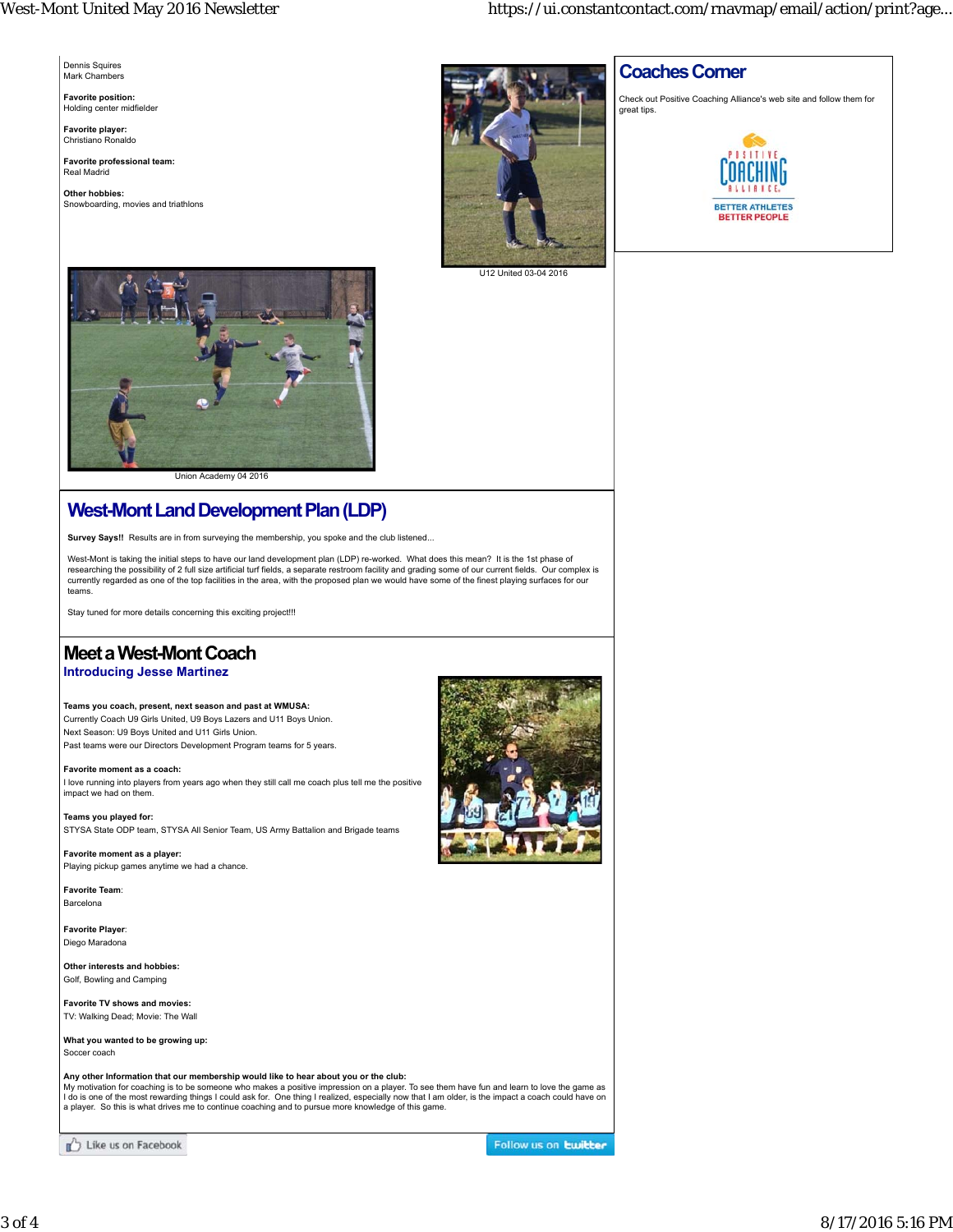Dennis Squires
Mark Chambers

**Favorite position:**
Holding center midfielder

**Favorite player:**
Christiano Ronaldo

**Favorite professional team:**
Real Madrid

**Other hobbies:**
Snowboarding, movies and triathlons

U12 United 03-04 2016

Union Academy 04 2016

## Coaches Corner

Check out Positive Coaching Alliance's web site and follow them for great tips.

POSITIVE COACHING ALLIANCE
BETTER ATHLETES
BETTER PEOPLE

## West-Mont Land Development Plan (LDP)

**Survey Says!!** Results are in from surveying the membership, you spoke and the club listened...

West-Mont is taking the initial steps to have our land development plan (LDP) re-worked. What does this mean? It is the 1st phase of researching the possibility of 2 full size artificial turf fields, a separate restroom facility and grading some of our current fields. Our complex is currently regarded as one of the top facilities in the area, with the proposed plan we would have some of the finest playing surfaces for our teams.

Stay tuned for more details concerning this exciting project!!!

## Meet a West-Mont Coach

### Introducing Jesse Martinez

**Teams you coach, present, next season and past at WMUSA:**
Currently Coach U9 Girls United, U9 Boys Lazers and U11 Boys Union.
Next Season: U9 Boys United and U11 Girls Union.
Past teams were our Directors Development Program teams for 5 years.

**Favorite moment as a coach:**
I love running into players from years ago when they still call me coach plus tell me the positive impact we had on them.

**Teams you played for:**
STYSA State ODP team, STYSA All Senior Team, US Army Battalion and Brigade teams

**Favorite moment as a player:**
Playing pickup games anytime we had a chance.

**Favorite Team**:
Barcelona

**Favorite Player**:
Diego Maradona

**Other interests and hobbies:**
Golf, Bowling and Camping

**Favorite TV shows and movies:**
TV: Walking Dead; Movie: The Wall

**What you wanted to be growing up:**
Soccer coach

**Any other Information that our membership would like to hear about you or the club:**
My motivation for coaching is to be someone who makes a positive impression on a player. To see them have fun and learn to love the game as I do is one of the most rewarding things I could ask for. One thing I realized, especially now that I am older, is the impact a coach could have on a player. So this is what drives me to continue coaching and to pursue more knowledge of this game.

Like us on Facebook

Follow us on twitter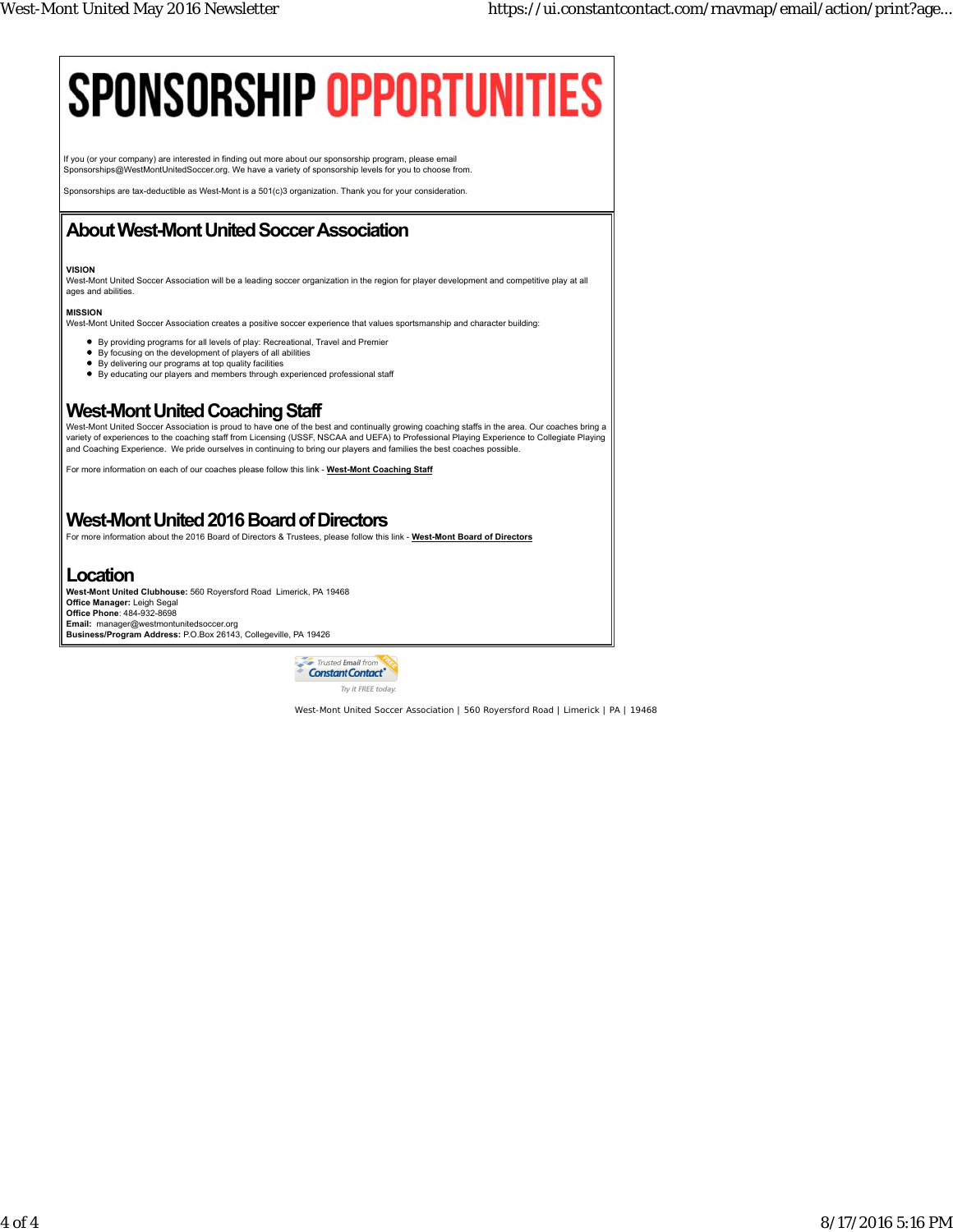# SPONSORSHIP OPPORTUNITIES

If you (or your company) are interested in finding out more about our sponsorship program, please email Sponsorships@WestMontUnitedSoccer.org. We have a variety of sponsorship levels for you to choose from.

Sponsorships are tax-deductible as West-Mont is a 501(c)3 organization. Thank you for your consideration.

## About West-Mont United Soccer Association

**VISION**
West-Mont United Soccer Association will be a leading soccer organization in the region for player development and competitive play at all ages and abilities.

**MISSION**
West-Mont United Soccer Association creates a positive soccer experience that values sportsmanship and character building:

- By providing programs for all levels of play: Recreational, Travel and Premier
- By focusing on the development of players of all abilities
- By delivering our programs at top quality facilities
- By educating our players and members through experienced professional staff

## West-Mont United Coaching Staff

West-Mont United Soccer Association is proud to have one of the best and continually growing coaching staffs in the area. Our coaches bring a variety of experiences to the coaching staff from Licensing (USSF, NSCAA and UEFA) to Professional Playing Experience to Collegiate Playing and Coaching Experience. We pride ourselves in continuing to bring our players and families the best coaches possible.

For more information on each of our coaches please follow this link - **West-Mont Coaching Staff**

## West-Mont United 2016 Board of Directors

For more information about the 2016 Board of Directors & Trustees, please follow this link - **West-Mont Board of Directors**

## Location

**West-Mont United Clubhouse:** 560 Royersford Road Limerick, PA 19468
**Office Manager:** Leigh Segal
**Office Phone**: 484-932-8698
**Email:** manager@westmontunitedsoccer.org
**Business/Program Address:** P.O.Box 26143, Collegeville, PA 19426

Trusted Email from Constant Contact — Try it FREE today.

West-Mont United Soccer Association | 560 Royersford Road | Limerick | PA | 19468